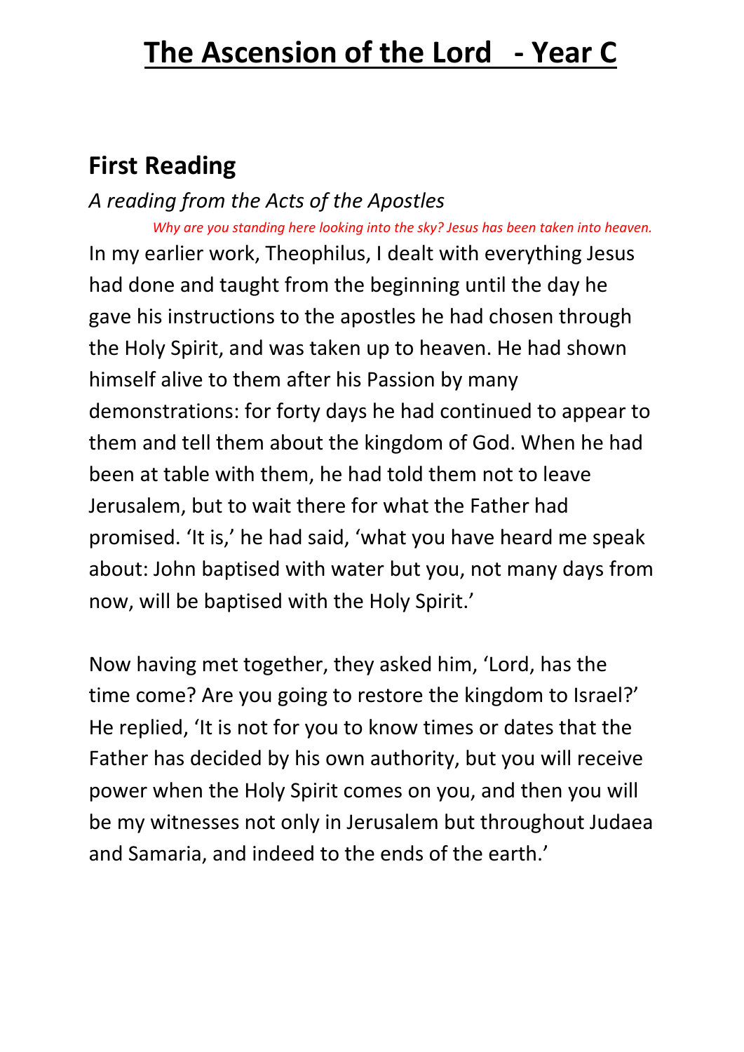# The Ascension of the Lord - Year C

## First Reading

*A reading from the Acts of the Apostles*

*Why are you standing here looking into the sky? Jesus has been taken into heaven.*

In my earlier work, Theophilus, I dealt with everything Jesus had done and taught from the beginning until the day he gave his instructions to the apostles he had chosen through the Holy Spirit, and was taken up to heaven. He had shown himself alive to them after his Passion by many demonstrations: for forty days he had continued to appear to them and tell them about the kingdom of God. When he had been at table with them, he had told them not to leave Jerusalem, but to wait there for what the Father had promised. 'It is,' he had said, 'what you have heard me speak about: John baptised with water but you, not many days from now, will be baptised with the Holy Spirit.'

Now having met together, they asked him, 'Lord, has the time come? Are you going to restore the kingdom to Israel?' He replied, 'It is not for you to know times or dates that the Father has decided by his own authority, but you will receive power when the Holy Spirit comes on you, and then you will be my witnesses not only in Jerusalem but throughout Judaea and Samaria, and indeed to the ends of the earth.'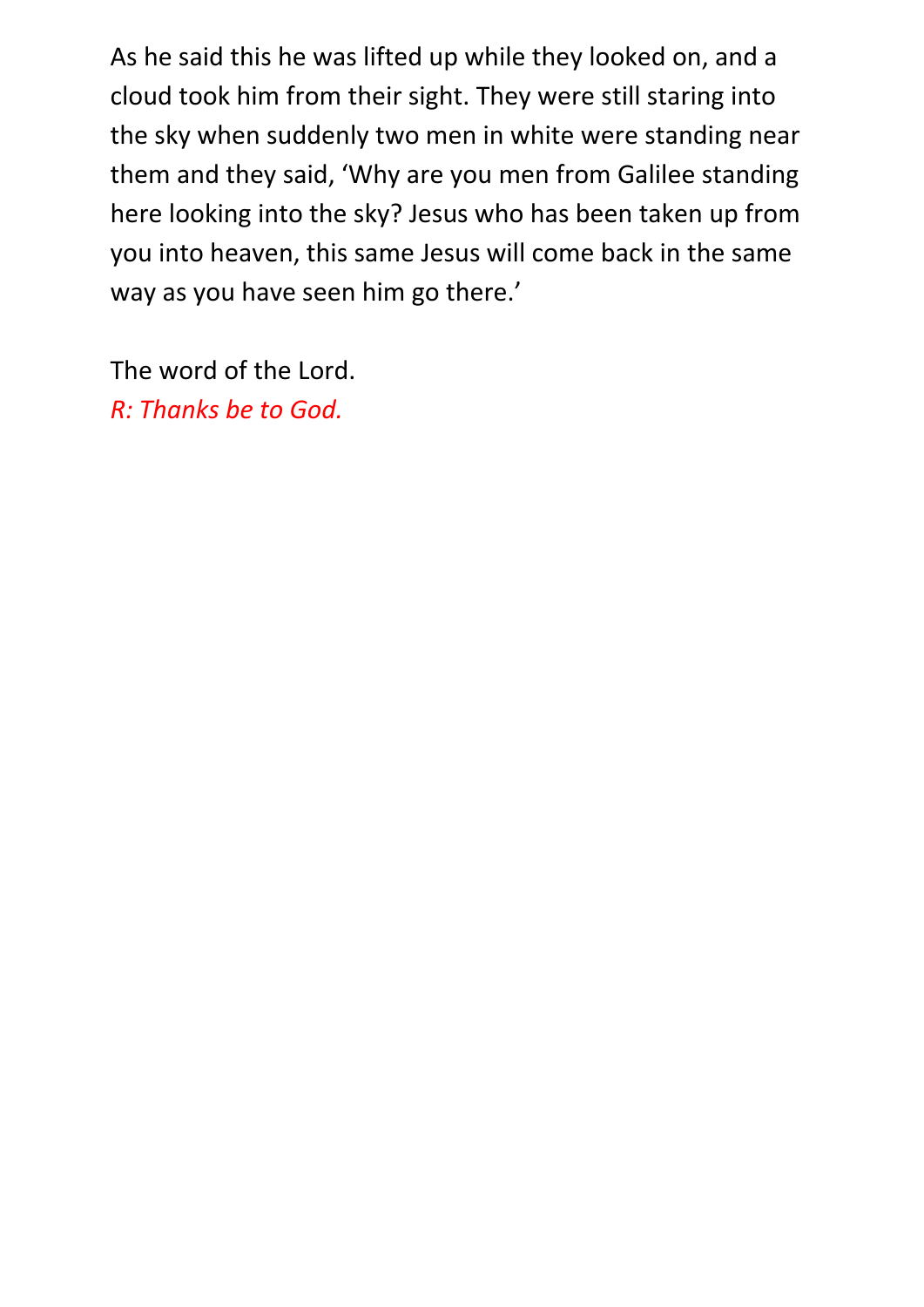As he said this he was lifted up while they looked on, and a cloud took him from their sight. They were still staring into the sky when suddenly two men in white were standing near them and they said, 'Why are you men from Galilee standing here looking into the sky? Jesus who has been taken up from you into heaven, this same Jesus will come back in the same way as you have seen him go there.'

The word of the Lord.
*R: Thanks be to God.*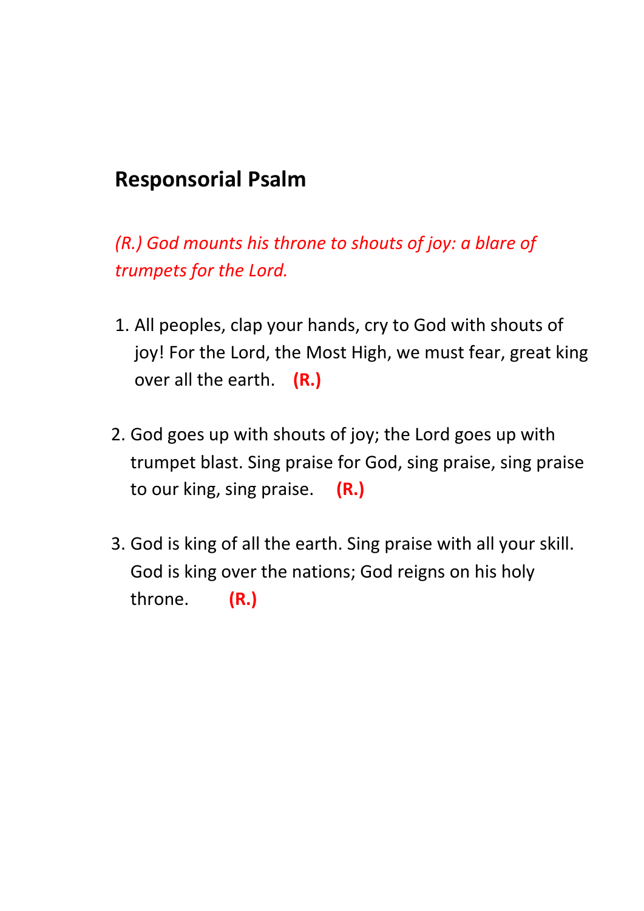## Responsorial Psalm

*(R.) God mounts his throne to shouts of joy: a blare of trumpets for the Lord.*

1. All peoples, clap your hands, cry to God with shouts of joy! For the Lord, the Most High, we must fear, great king over all the earth. **(R.)**

2. God goes up with shouts of joy; the Lord goes up with trumpet blast. Sing praise for God, sing praise, sing praise to our king, sing praise. **(R.)**

3. God is king of all the earth. Sing praise with all your skill. God is king over the nations; God reigns on his holy throne. **(R.)**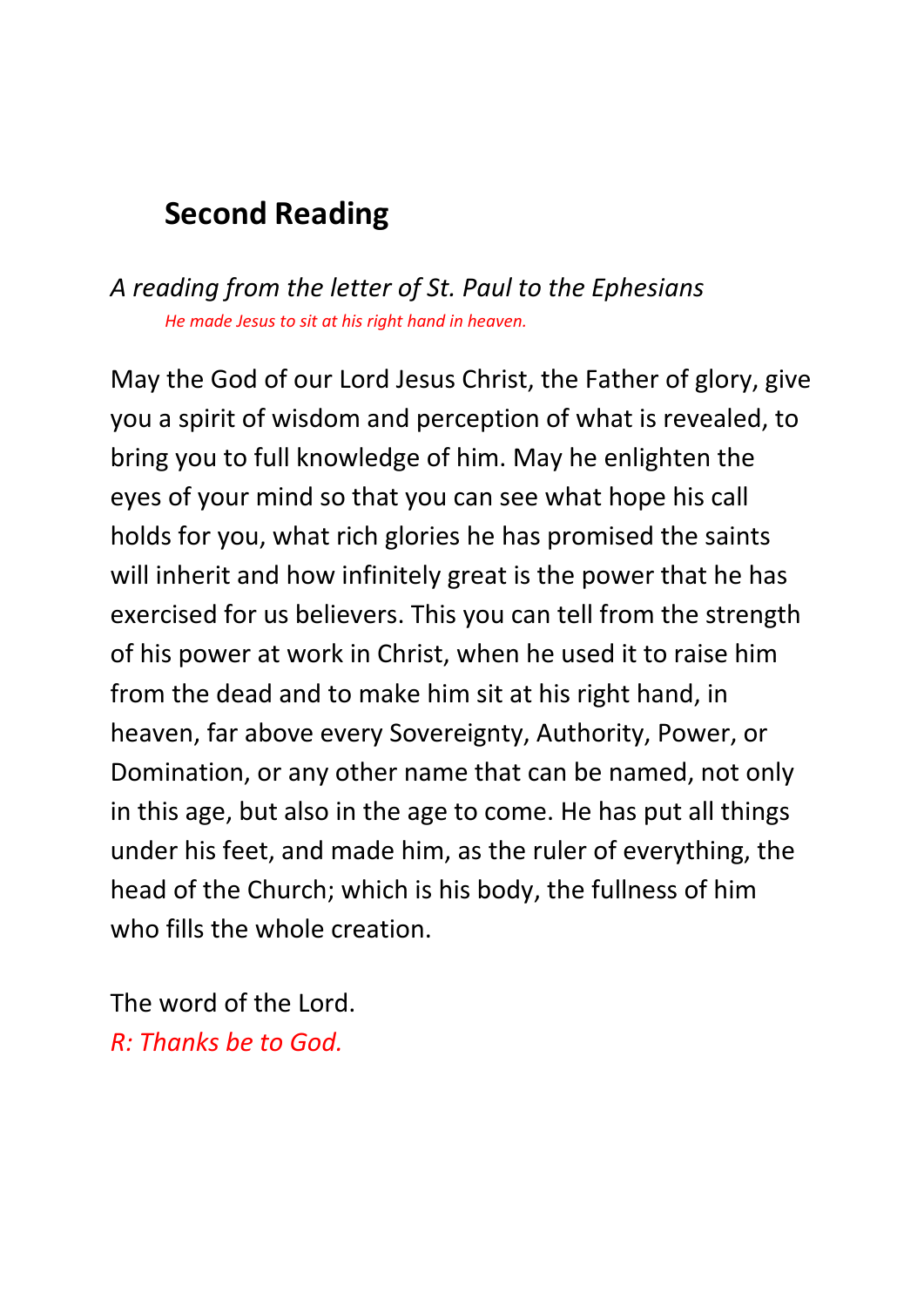## Second Reading

*A reading from the letter of St. Paul to the Ephesians*

*He made Jesus to sit at his right hand in heaven.*

May the God of our Lord Jesus Christ, the Father of glory, give you a spirit of wisdom and perception of what is revealed, to bring you to full knowledge of him. May he enlighten the eyes of your mind so that you can see what hope his call holds for you, what rich glories he has promised the saints will inherit and how infinitely great is the power that he has exercised for us believers. This you can tell from the strength of his power at work in Christ, when he used it to raise him from the dead and to make him sit at his right hand, in heaven, far above every Sovereignty, Authority, Power, or Domination, or any other name that can be named, not only in this age, but also in the age to come. He has put all things under his feet, and made him, as the ruler of everything, the head of the Church; which is his body, the fullness of him who fills the whole creation.

The word of the Lord.
*R: Thanks be to God.*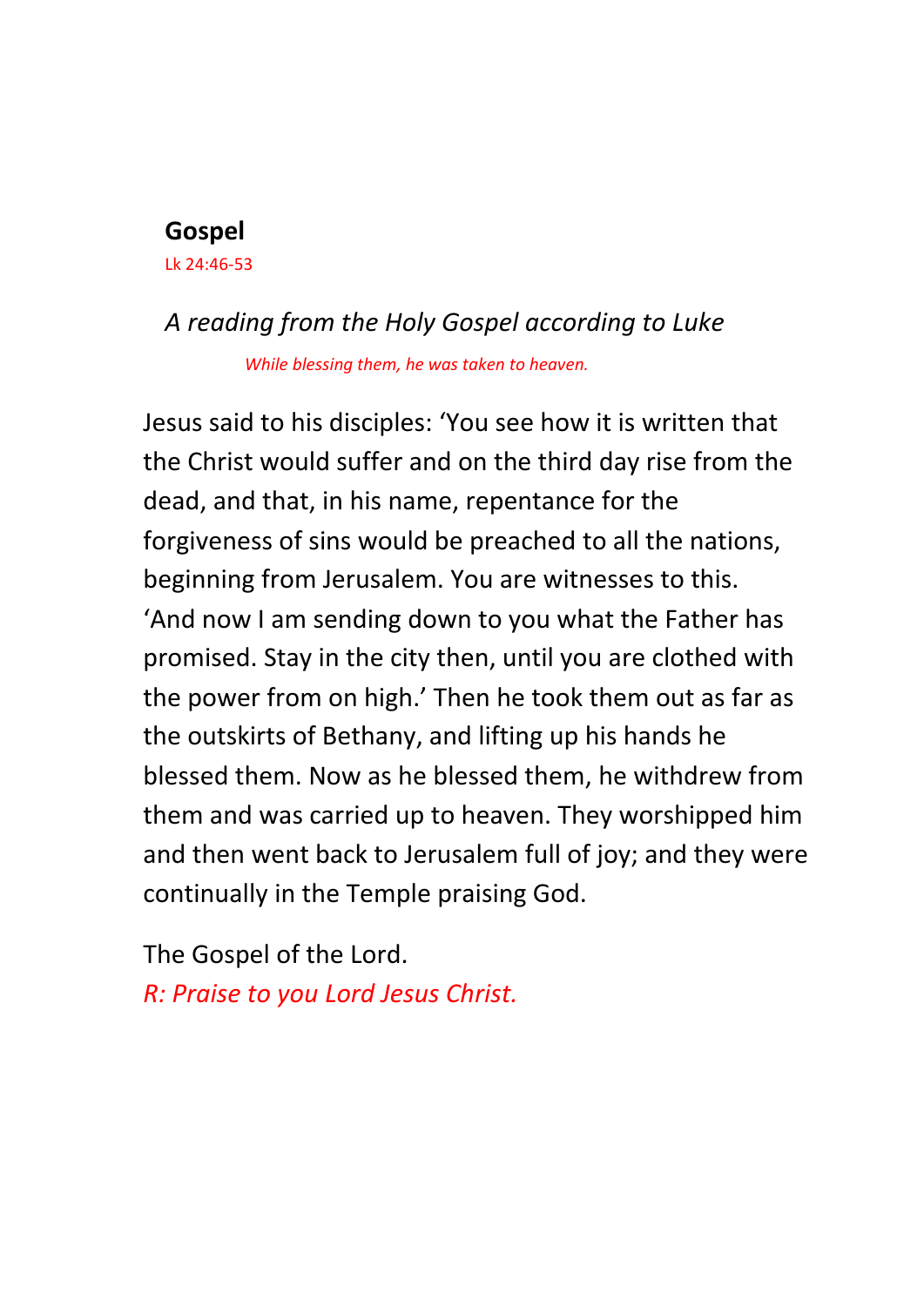## Gospel

Lk 24:46-53

*A reading from the Holy Gospel according to Luke*

*While blessing them, he was taken to heaven.*

Jesus said to his disciples: 'You see how it is written that the Christ would suffer and on the third day rise from the dead, and that, in his name, repentance for the forgiveness of sins would be preached to all the nations, beginning from Jerusalem. You are witnesses to this. 'And now I am sending down to you what the Father has promised. Stay in the city then, until you are clothed with the power from on high.' Then he took them out as far as the outskirts of Bethany, and lifting up his hands he blessed them. Now as he blessed them, he withdrew from them and was carried up to heaven. They worshipped him and then went back to Jerusalem full of joy; and they were continually in the Temple praising God.

The Gospel of the Lord.

*R: Praise to you Lord Jesus Christ.*